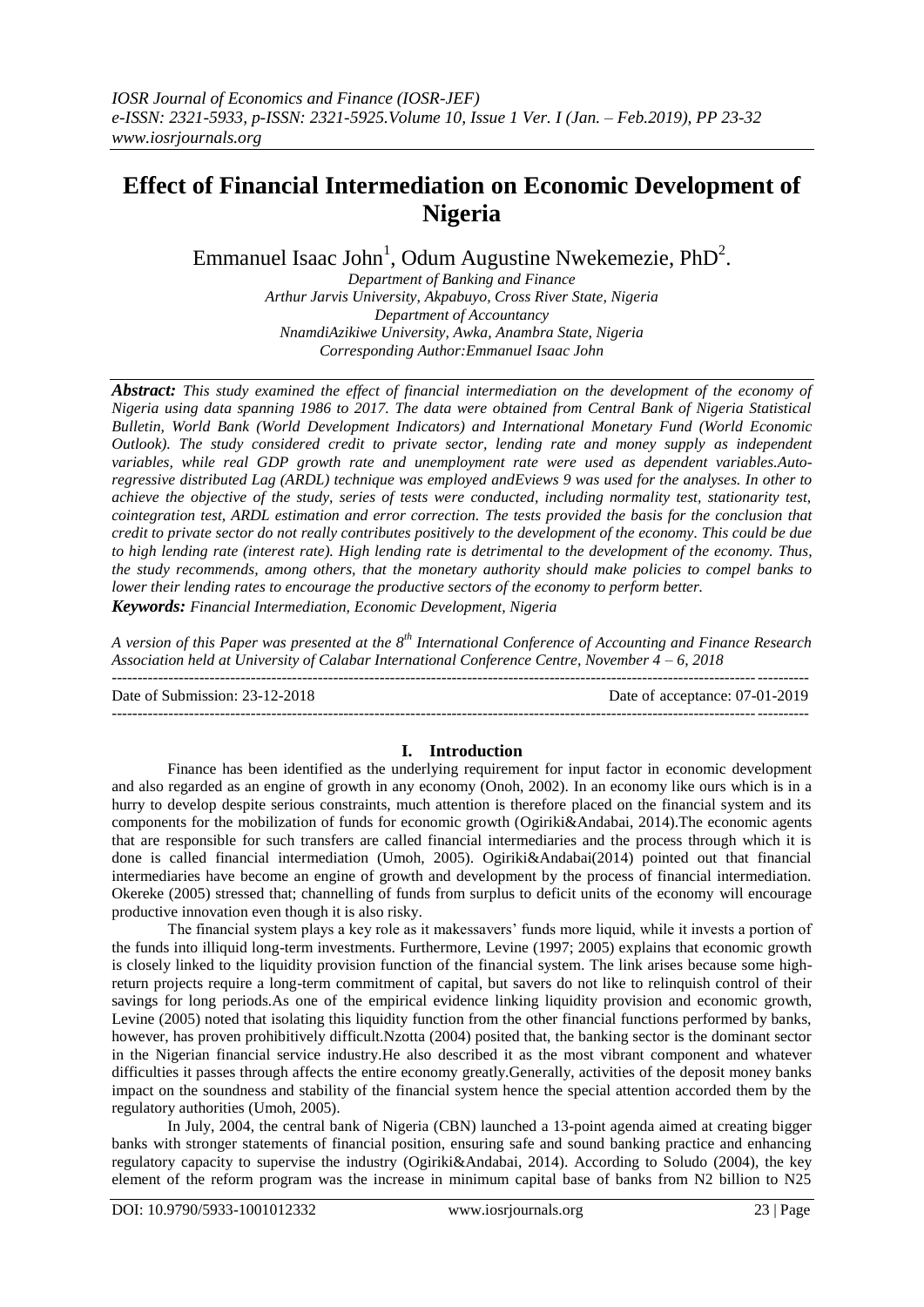# Effect of Financial Intermediation on Economic Development of Nigeria

Emmanuel Isaac John[1], Odum Augustine Nwekemezie, PhD[2].

*Department of Banking and Finance*
*Arthur Jarvis University, Akpabuyo, Cross River State, Nigeria*
*Department of Accountancy*
*NnamdiAzikiwe University, Awka, Anambra State, Nigeria*
*Corresponding Author:Emmanuel Isaac John*

***Abstract:*** *This study examined the effect of financial intermediation on the development of the economy of Nigeria using data spanning 1986 to 2017. The data were obtained from Central Bank of Nigeria Statistical Bulletin, World Bank (World Development Indicators) and International Monetary Fund (World Economic Outlook). The study considered credit to private sector, lending rate and money supply as independent variables, while real GDP growth rate and unemployment rate were used as dependent variables.Auto-regressive distributed Lag (ARDL) technique was employed andEviews 9 was used for the analyses. In other to achieve the objective of the study, series of tests were conducted, including normality test, stationarity test, cointegration test, ARDL estimation and error correction. The tests provided the basis for the conclusion that credit to private sector do not really contributes positively to the development of the economy. This could be due to high lending rate (interest rate). High lending rate is detrimental to the development of the economy. Thus, the study recommends, among others, that the monetary authority should make policies to compel banks to lower their lending rates to encourage the productive sectors of the economy to perform better.*

***Keywords:*** *Financial Intermediation, Economic Development, Nigeria*

*A version of this Paper was presented at the 8th International Conference of Accounting and Finance Research Association held at University of Calabar International Conference Centre, November 4 – 6, 2018*

---

Date of Submission: 23-12-2018 | Date of acceptance: 07-01-2019

---

## I. Introduction

Finance has been identified as the underlying requirement for input factor in economic development and also regarded as an engine of growth in any economy (Onoh, 2002). In an economy like ours which is in a hurry to develop despite serious constraints, much attention is therefore placed on the financial system and its components for the mobilization of funds for economic growth (Ogiriki&Andabai, 2014).The economic agents that are responsible for such transfers are called financial intermediaries and the process through which it is done is called financial intermediation (Umoh, 2005). Ogiriki&Andabai(2014) pointed out that financial intermediaries have become an engine of growth and development by the process of financial intermediation. Okereke (2005) stressed that; channelling of funds from surplus to deficit units of the economy will encourage productive innovation even though it is also risky.

The financial system plays a key role as it makessavers' funds more liquid, while it invests a portion of the funds into illiquid long-term investments. Furthermore, Levine (1997; 2005) explains that economic growth is closely linked to the liquidity provision function of the financial system. The link arises because some high-return projects require a long-term commitment of capital, but savers do not like to relinquish control of their savings for long periods.As one of the empirical evidence linking liquidity provision and economic growth, Levine (2005) noted that isolating this liquidity function from the other financial functions performed by banks, however, has proven prohibitively difficult.Nzotta (2004) posited that, the banking sector is the dominant sector in the Nigerian financial service industry.He also described it as the most vibrant component and whatever difficulties it passes through affects the entire economy greatly.Generally, activities of the deposit money banks impact on the soundness and stability of the financial system hence the special attention accorded them by the regulatory authorities (Umoh, 2005).

In July, 2004, the central bank of Nigeria (CBN) launched a 13-point agenda aimed at creating bigger banks with stronger statements of financial position, ensuring safe and sound banking practice and enhancing regulatory capacity to supervise the industry (Ogiriki&Andabai, 2014). According to Soludo (2004), the key element of the reform program was the increase in minimum capital base of banks from N2 billion to N25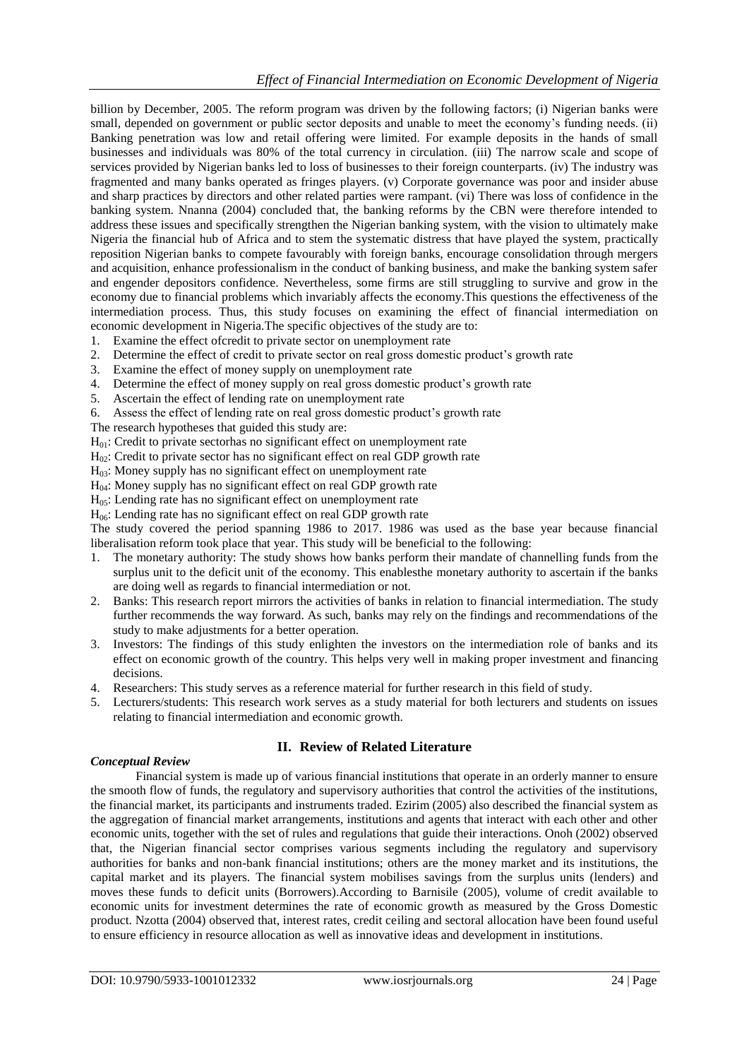billion by December, 2005. The reform program was driven by the following factors; (i) Nigerian banks were small, depended on government or public sector deposits and unable to meet the economy's funding needs. (ii) Banking penetration was low and retail offering were limited. For example deposits in the hands of small businesses and individuals was 80% of the total currency in circulation. (iii) The narrow scale and scope of services provided by Nigerian banks led to loss of businesses to their foreign counterparts. (iv) The industry was fragmented and many banks operated as fringes players. (v) Corporate governance was poor and insider abuse and sharp practices by directors and other related parties were rampant. (vi) There was loss of confidence in the banking system. Nnanna (2004) concluded that, the banking reforms by the CBN were therefore intended to address these issues and specifically strengthen the Nigerian banking system, with the vision to ultimately make Nigeria the financial hub of Africa and to stem the systematic distress that have played the system, practically reposition Nigerian banks to compete favourably with foreign banks, encourage consolidation through mergers and acquisition, enhance professionalism in the conduct of banking business, and make the banking system safer and engender depositors confidence. Nevertheless, some firms are still struggling to survive and grow in the economy due to financial problems which invariably affects the economy.This questions the effectiveness of the intermediation process. Thus, this study focuses on examining the effect of financial intermediation on economic development in Nigeria.The specific objectives of the study are to:

1. Examine the effect ofcredit to private sector on unemployment rate
2. Determine the effect of credit to private sector on real gross domestic product's growth rate
3. Examine the effect of money supply on unemployment rate
4. Determine the effect of money supply on real gross domestic product's growth rate
5. Ascertain the effect of lending rate on unemployment rate
6. Assess the effect of lending rate on real gross domestic product's growth rate

The research hypotheses that guided this study are:

$H_{01}$: Credit to private sectorhas no significant effect on unemployment rate

$H_{02}$: Credit to private sector has no significant effect on real GDP growth rate

$H_{03}$: Money supply has no significant effect on unemployment rate

$H_{04}$: Money supply has no significant effect on real GDP growth rate

$H_{05}$: Lending rate has no significant effect on unemployment rate

$H_{06}$: Lending rate has no significant effect on real GDP growth rate

The study covered the period spanning 1986 to 2017. 1986 was used as the base year because financial liberalisation reform took place that year. This study will be beneficial to the following:

1. The monetary authority: The study shows how banks perform their mandate of channelling funds from the surplus unit to the deficit unit of the economy. This enablesthe monetary authority to ascertain if the banks are doing well as regards to financial intermediation or not.
2. Banks: This research report mirrors the activities of banks in relation to financial intermediation. The study further recommends the way forward. As such, banks may rely on the findings and recommendations of the study to make adjustments for a better operation.
3. Investors: The findings of this study enlighten the investors on the intermediation role of banks and its effect on economic growth of the country. This helps very well in making proper investment and financing decisions.
4. Researchers: This study serves as a reference material for further research in this field of study.
5. Lecturers/students: This research work serves as a study material for both lecturers and students on issues relating to financial intermediation and economic growth.

## II. Review of Related Literature

### *Conceptual Review*

Financial system is made up of various financial institutions that operate in an orderly manner to ensure the smooth flow of funds, the regulatory and supervisory authorities that control the activities of the institutions, the financial market, its participants and instruments traded. Ezirim (2005) also described the financial system as the aggregation of financial market arrangements, institutions and agents that interact with each other and other economic units, together with the set of rules and regulations that guide their interactions. Onoh (2002) observed that, the Nigerian financial sector comprises various segments including the regulatory and supervisory authorities for banks and non-bank financial institutions; others are the money market and its institutions, the capital market and its players. The financial system mobilises savings from the surplus units (lenders) and moves these funds to deficit units (Borrowers).According to Barnisile (2005), volume of credit available to economic units for investment determines the rate of economic growth as measured by the Gross Domestic product. Nzotta (2004) observed that, interest rates, credit ceiling and sectoral allocation have been found useful to ensure efficiency in resource allocation as well as innovative ideas and development in institutions.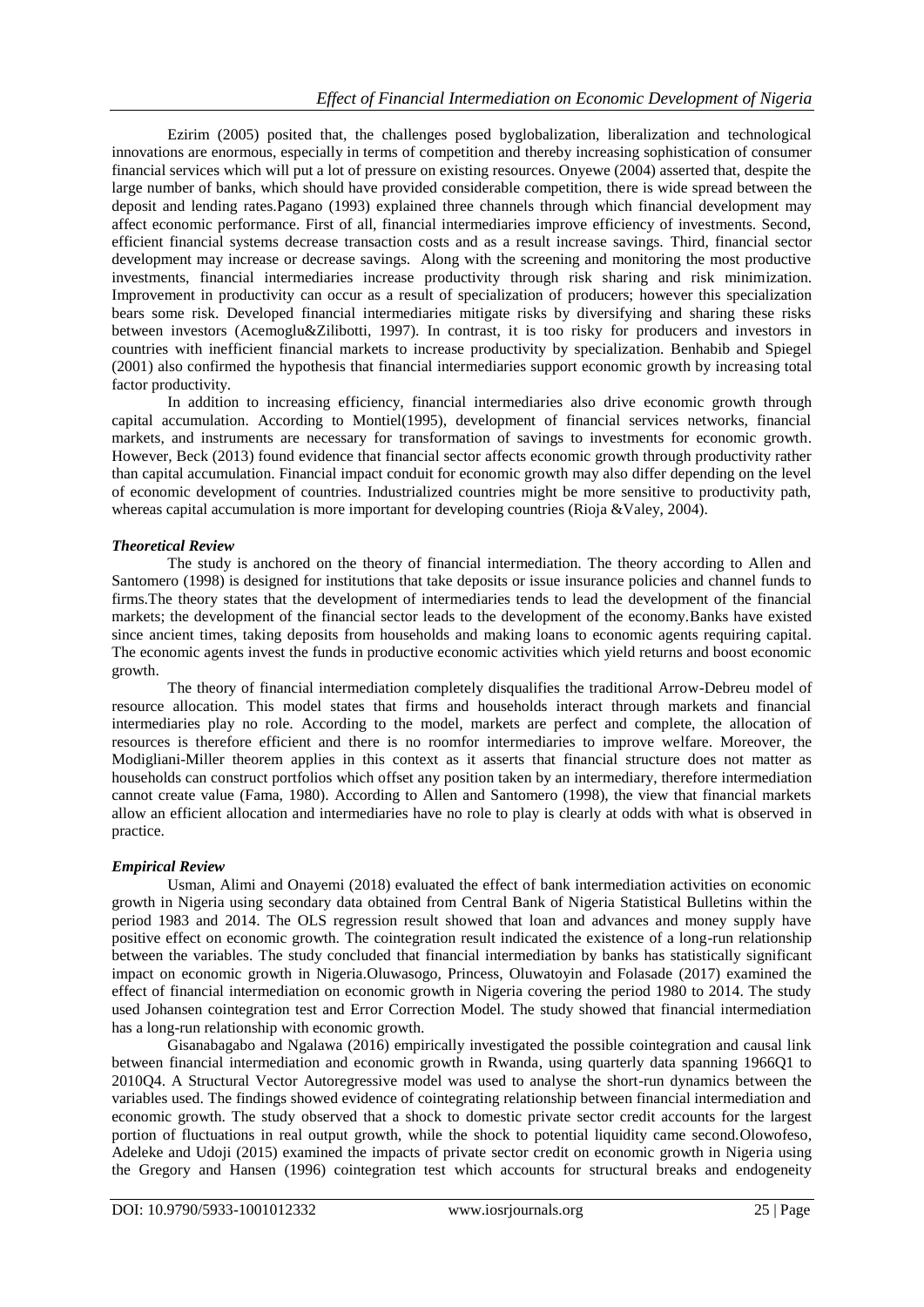Ezirim (2005) posited that, the challenges posed byglobalization, liberalization and technological innovations are enormous, especially in terms of competition and thereby increasing sophistication of consumer financial services which will put a lot of pressure on existing resources. Onyewe (2004) asserted that, despite the large number of banks, which should have provided considerable competition, there is wide spread between the deposit and lending rates.Pagano (1993) explained three channels through which financial development may affect economic performance. First of all, financial intermediaries improve efficiency of investments. Second, efficient financial systems decrease transaction costs and as a result increase savings. Third, financial sector development may increase or decrease savings. Along with the screening and monitoring the most productive investments, financial intermediaries increase productivity through risk sharing and risk minimization. Improvement in productivity can occur as a result of specialization of producers; however this specialization bears some risk. Developed financial intermediaries mitigate risks by diversifying and sharing these risks between investors (Acemoglu&Zilibotti, 1997). In contrast, it is too risky for producers and investors in countries with inefficient financial markets to increase productivity by specialization. Benhabib and Spiegel (2001) also confirmed the hypothesis that financial intermediaries support economic growth by increasing total factor productivity.

In addition to increasing efficiency, financial intermediaries also drive economic growth through capital accumulation. According to Montiel(1995), development of financial services networks, financial markets, and instruments are necessary for transformation of savings to investments for economic growth. However, Beck (2013) found evidence that financial sector affects economic growth through productivity rather than capital accumulation. Financial impact conduit for economic growth may also differ depending on the level of economic development of countries. Industrialized countries might be more sensitive to productivity path, whereas capital accumulation is more important for developing countries (Rioja &Valey, 2004).

### *Theoretical Review*

The study is anchored on the theory of financial intermediation. The theory according to Allen and Santomero (1998) is designed for institutions that take deposits or issue insurance policies and channel funds to firms.The theory states that the development of intermediaries tends to lead the development of the financial markets; the development of the financial sector leads to the development of the economy.Banks have existed since ancient times, taking deposits from households and making loans to economic agents requiring capital. The economic agents invest the funds in productive economic activities which yield returns and boost economic growth.

The theory of financial intermediation completely disqualifies the traditional Arrow-Debreu model of resource allocation. This model states that firms and households interact through markets and financial intermediaries play no role. According to the model, markets are perfect and complete, the allocation of resources is therefore efficient and there is no roomfor intermediaries to improve welfare. Moreover, the Modigliani-Miller theorem applies in this context as it asserts that financial structure does not matter as households can construct portfolios which offset any position taken by an intermediary, therefore intermediation cannot create value (Fama, 1980). According to Allen and Santomero (1998), the view that financial markets allow an efficient allocation and intermediaries have no role to play is clearly at odds with what is observed in practice.

### *Empirical Review*

Usman, Alimi and Onayemi (2018) evaluated the effect of bank intermediation activities on economic growth in Nigeria using secondary data obtained from Central Bank of Nigeria Statistical Bulletins within the period 1983 and 2014. The OLS regression result showed that loan and advances and money supply have positive effect on economic growth. The cointegration result indicated the existence of a long-run relationship between the variables. The study concluded that financial intermediation by banks has statistically significant impact on economic growth in Nigeria.Oluwasogo, Princess, Oluwatoyin and Folasade (2017) examined the effect of financial intermediation on economic growth in Nigeria covering the period 1980 to 2014. The study used Johansen cointegration test and Error Correction Model. The study showed that financial intermediation has a long-run relationship with economic growth.

Gisanabagabo and Ngalawa (2016) empirically investigated the possible cointegration and causal link between financial intermediation and economic growth in Rwanda, using quarterly data spanning 1966Q1 to 2010Q4. A Structural Vector Autoregressive model was used to analyse the short-run dynamics between the variables used. The findings showed evidence of cointegrating relationship between financial intermediation and economic growth. The study observed that a shock to domestic private sector credit accounts for the largest portion of fluctuations in real output growth, while the shock to potential liquidity came second.Olowofeso, Adeleke and Udoji (2015) examined the impacts of private sector credit on economic growth in Nigeria using the Gregory and Hansen (1996) cointegration test which accounts for structural breaks and endogeneity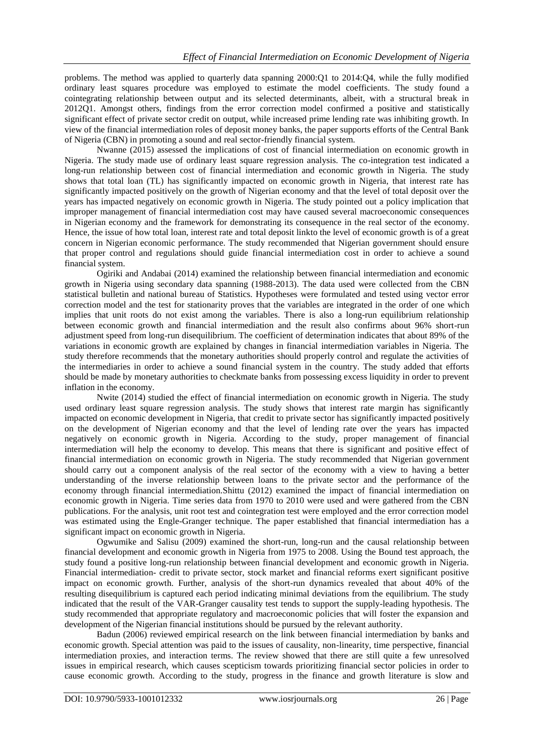problems. The method was applied to quarterly data spanning 2000:Q1 to 2014:Q4, while the fully modified ordinary least squares procedure was employed to estimate the model coefficients. The study found a cointegrating relationship between output and its selected determinants, albeit, with a structural break in 2012Q1. Amongst others, findings from the error correction model confirmed a positive and statistically significant effect of private sector credit on output, while increased prime lending rate was inhibiting growth. In view of the financial intermediation roles of deposit money banks, the paper supports efforts of the Central Bank of Nigeria (CBN) in promoting a sound and real sector-friendly financial system.

Nwanne (2015) assessed the implications of cost of financial intermediation on economic growth in Nigeria. The study made use of ordinary least square regression analysis. The co-integration test indicated a long-run relationship between cost of financial intermediation and economic growth in Nigeria. The study shows that total loan (TL) has significantly impacted on economic growth in Nigeria, that interest rate has significantly impacted positively on the growth of Nigerian economy and that the level of total deposit over the years has impacted negatively on economic growth in Nigeria. The study pointed out a policy implication that improper management of financial intermediation cost may have caused several macroeconomic consequences in Nigerian economy and the framework for demonstrating its consequence in the real sector of the economy. Hence, the issue of how total loan, interest rate and total deposit linkto the level of economic growth is of a great concern in Nigerian economic performance. The study recommended that Nigerian government should ensure that proper control and regulations should guide financial intermediation cost in order to achieve a sound financial system.

Ogiriki and Andabai (2014) examined the relationship between financial intermediation and economic growth in Nigeria using secondary data spanning (1988-2013). The data used were collected from the CBN statistical bulletin and national bureau of Statistics. Hypotheses were formulated and tested using vector error correction model and the test for stationarity proves that the variables are integrated in the order of one which implies that unit roots do not exist among the variables. There is also a long-run equilibrium relationship between economic growth and financial intermediation and the result also confirms about 96% short-run adjustment speed from long-run disequilibrium. The coefficient of determination indicates that about 89% of the variations in economic growth are explained by changes in financial intermediation variables in Nigeria. The study therefore recommends that the monetary authorities should properly control and regulate the activities of the intermediaries in order to achieve a sound financial system in the country. The study added that efforts should be made by monetary authorities to checkmate banks from possessing excess liquidity in order to prevent inflation in the economy.

Nwite (2014) studied the effect of financial intermediation on economic growth in Nigeria. The study used ordinary least square regression analysis. The study shows that interest rate margin has significantly impacted on economic development in Nigeria, that credit to private sector has significantly impacted positively on the development of Nigerian economy and that the level of lending rate over the years has impacted negatively on economic growth in Nigeria. According to the study, proper management of financial intermediation will help the economy to develop. This means that there is significant and positive effect of financial intermediation on economic growth in Nigeria. The study recommended that Nigerian government should carry out a component analysis of the real sector of the economy with a view to having a better understanding of the inverse relationship between loans to the private sector and the performance of the economy through financial intermediation.Shittu (2012) examined the impact of financial intermediation on economic growth in Nigeria. Time series data from 1970 to 2010 were used and were gathered from the CBN publications. For the analysis, unit root test and cointegration test were employed and the error correction model was estimated using the Engle-Granger technique. The paper established that financial intermediation has a significant impact on economic growth in Nigeria.

Ogwumike and Salisu (2009) examined the short-run, long-run and the causal relationship between financial development and economic growth in Nigeria from 1975 to 2008. Using the Bound test approach, the study found a positive long-run relationship between financial development and economic growth in Nigeria. Financial intermediation- credit to private sector, stock market and financial reforms exert significant positive impact on economic growth. Further, analysis of the short-run dynamics revealed that about 40% of the resulting disequilibrium is captured each period indicating minimal deviations from the equilibrium. The study indicated that the result of the VAR-Granger causality test tends to support the supply-leading hypothesis. The study recommended that appropriate regulatory and macroeconomic policies that will foster the expansion and development of the Nigerian financial institutions should be pursued by the relevant authority.

Badun (2006) reviewed empirical research on the link between financial intermediation by banks and economic growth. Special attention was paid to the issues of causality, non-linearity, time perspective, financial intermediation proxies, and interaction terms. The review showed that there are still quite a few unresolved issues in empirical research, which causes scepticism towards prioritizing financial sector policies in order to cause economic growth. According to the study, progress in the finance and growth literature is slow and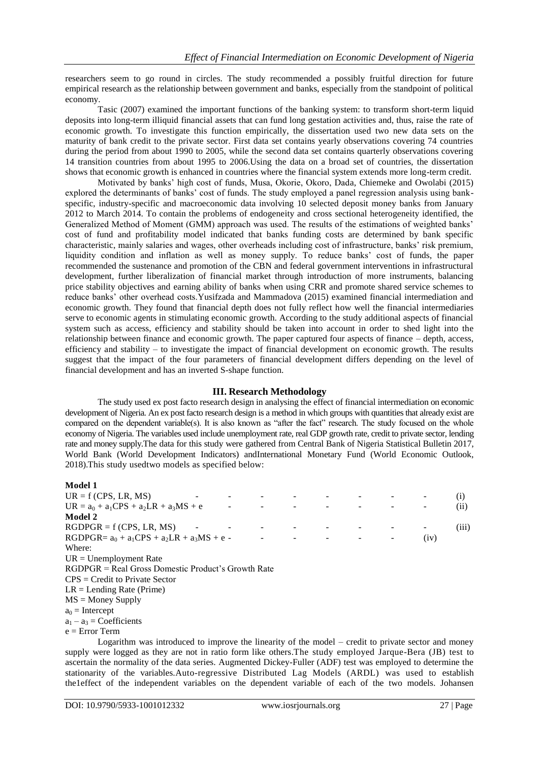researchers seem to go round in circles. The study recommended a possibly fruitful direction for future empirical research as the relationship between government and banks, especially from the standpoint of political economy.

Tasic (2007) examined the important functions of the banking system: to transform short-term liquid deposits into long-term illiquid financial assets that can fund long gestation activities and, thus, raise the rate of economic growth. To investigate this function empirically, the dissertation used two new data sets on the maturity of bank credit to the private sector. First data set contains yearly observations covering 74 countries during the period from about 1990 to 2005, while the second data set contains quarterly observations covering 14 transition countries from about 1995 to 2006.Using the data on a broad set of countries, the dissertation shows that economic growth is enhanced in countries where the financial system extends more long-term credit.

Motivated by banks' high cost of funds, Musa, Okorie, Okoro, Dada, Chiemeke and Owolabi (2015) explored the determinants of banks' cost of funds. The study employed a panel regression analysis using bank-specific, industry-specific and macroeconomic data involving 10 selected deposit money banks from January 2012 to March 2014. To contain the problems of endogeneity and cross sectional heterogeneity identified, the Generalized Method of Moment (GMM) approach was used. The results of the estimations of weighted banks' cost of fund and profitability model indicated that banks funding costs are determined by bank specific characteristic, mainly salaries and wages, other overheads including cost of infrastructure, banks' risk premium, liquidity condition and inflation as well as money supply. To reduce banks' cost of funds, the paper recommended the sustenance and promotion of the CBN and federal government interventions in infrastructural development, further liberalization of financial market through introduction of more instruments, balancing price stability objectives and earning ability of banks when using CRR and promote shared service schemes to reduce banks' other overhead costs.Yusifzada and Mammadova (2015) examined financial intermediation and economic growth. They found that financial depth does not fully reflect how well the financial intermediaries serve to economic agents in stimulating economic growth. According to the study additional aspects of financial system such as access, efficiency and stability should be taken into account in order to shed light into the relationship between finance and economic growth. The paper captured four aspects of finance – depth, access, efficiency and stability – to investigate the impact of financial development on economic growth. The results suggest that the impact of the four parameters of financial development differs depending on the level of financial development and has an inverted S-shape function.

## III. Research Methodology

The study used ex post facto research design in analysing the effect of financial intermediation on economic development of Nigeria. An ex post facto research design is a method in which groups with quantities that already exist are compared on the dependent variable(s). It is also known as "after the fact" research. The study focused on the whole economy of Nigeria. The variables used include unemployment rate, real GDP growth rate, credit to private sector, lending rate and money supply.The data for this study were gathered from Central Bank of Nigeria Statistical Bulletin 2017, World Bank (World Development Indicators) andInternational Monetary Fund (World Economic Outlook, 2018).This study usedtwo models as specified below:

**Model 1**

$$UR = f\,(CPS, LR, MS) \qquad \text{(i)}$$

$$UR = a_0 + a_1CPS + a_2LR + a_3MS + e \qquad \text{(ii)}$$

**Model 2**

$$RGDPGR = f\,(CPS, LR, MS) \qquad \text{(iii)}$$

$$RGDPGR = a_0 + a_1CPS + a_2LR + a_3MS + e \qquad \text{(iv)}$$

Where:

UR = Unemployment Rate  
RGDPGR = Real Gross Domestic Product's Growth Rate  
CPS = Credit to Private Sector  
LR = Lending Rate (Prime)  
MS = Money Supply  
$a_0$ = Intercept  
$a_1 – a_3$ = Coefficients  
e = Error Term

Logarithm was introduced to improve the linearity of the model – credit to private sector and money supply were logged as they are not in ratio form like others.The study employed Jarque-Bera (JB) test to ascertain the normality of the data series. Augmented Dickey-Fuller (ADF) test was employed to determine the stationarity of the variables.Auto-regressive Distributed Lag Models (ARDL) was used to establish the1effect of the independent variables on the dependent variable of each of the two models. Johansen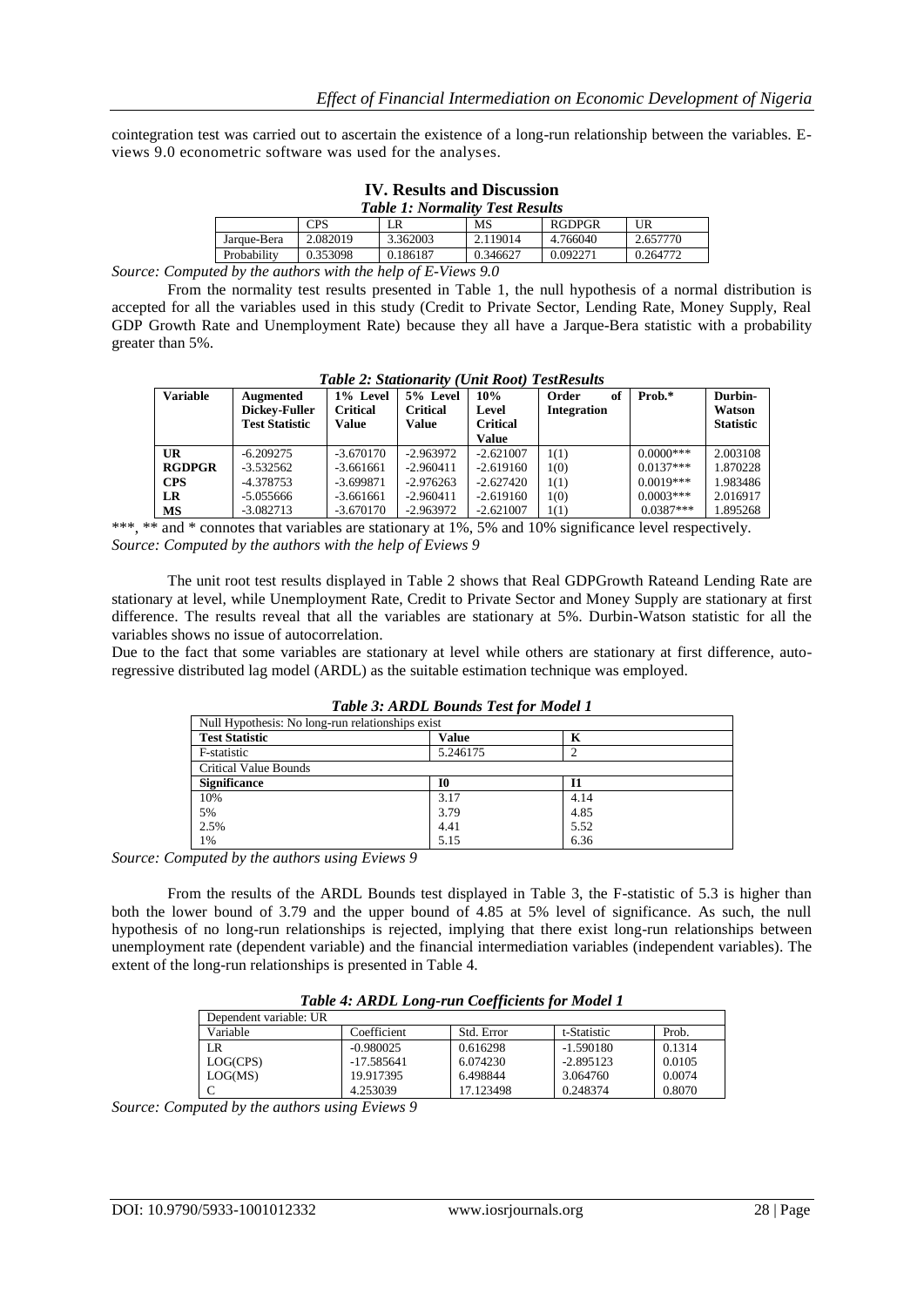cointegration test was carried out to ascertain the existence of a long-run relationship between the variables. E-views 9.0 econometric software was used for the analyses.

## IV. Results and Discussion

***Table 1: Normality Test Results***

| | CPS | LR | MS | RGDPGR | UR |
|---|---|---|---|---|---|
| Jarque-Bera | 2.082019 | 3.362003 | 2.119014 | 4.766040 | 2.657770 |
| Probability | 0.353098 | 0.186187 | 0.346627 | 0.092271 | 0.264772 |

*Source: Computed by the authors with the help of E-Views 9.0*

From the normality test results presented in Table 1, the null hypothesis of a normal distribution is accepted for all the variables used in this study (Credit to Private Sector, Lending Rate, Money Supply, Real GDP Growth Rate and Unemployment Rate) because they all have a Jarque-Bera statistic with a probability greater than 5%.

***Table 2: Stationarity (Unit Root) TestResults***

| **Variable** | **Augmented Dickey-Fuller Test Statistic** | **1% Level Critical Value** | **5% Level Critical Value** | **10% Level Critical Value** | **Order of Integration** | **Prob.*** | **Durbin-Watson Statistic** |
|---|---|---|---|---|---|---|---|
| **UR** | -6.209275 | -3.670170 | -2.963972 | -2.621007 | 1(1) | 0.0000*** | 2.003108 |
| **RGDPGR** | -3.532562 | -3.661661 | -2.960411 | -2.619160 | 1(0) | 0.0137*** | 1.870228 |
| **CPS** | -4.378753 | -3.699871 | -2.976263 | -2.627420 | 1(1) | 0.0019*** | 1.983486 |
| **LR** | -5.055666 | -3.661661 | -2.960411 | -2.619160 | 1(0) | 0.0003*** | 2.016917 |
| **MS** | -3.082713 | -3.670170 | -2.963972 | -2.621007 | 1(1) | 0.0387*** | 1.895268 |

***, ** and * connotes that variables are stationary at 1%, 5% and 10% significance level respectively.
*Source: Computed by the authors with the help of Eviews 9*

The unit root test results displayed in Table 2 shows that Real GDPGrowth Rateand Lending Rate are stationary at level, while Unemployment Rate, Credit to Private Sector and Money Supply are stationary at first difference. The results reveal that all the variables are stationary at 5%. Durbin-Watson statistic for all the variables shows no issue of autocorrelation.

Due to the fact that some variables are stationary at level while others are stationary at first difference, auto-regressive distributed lag model (ARDL) as the suitable estimation technique was employed.

***Table 3: ARDL Bounds Test for Model 1***

| Null Hypothesis: No long-run relationships exist | | |
|---|---|---|
| **Test Statistic** | **Value** | **K** |
| F-statistic | 5.246175 | 2 |
| Critical Value Bounds | | |
| **Significance** | **I0** | **I1** |
| 10% | 3.17 | 4.14 |
| 5% | 3.79 | 4.85 |
| 2.5% | 4.41 | 5.52 |
| 1% | 5.15 | 6.36 |

*Source: Computed by the authors using Eviews 9*

From the results of the ARDL Bounds test displayed in Table 3, the F-statistic of 5.3 is higher than both the lower bound of 3.79 and the upper bound of 4.85 at 5% level of significance. As such, the null hypothesis of no long-run relationships is rejected, implying that there exist long-run relationships between unemployment rate (dependent variable) and the financial intermediation variables (independent variables). The extent of the long-run relationships is presented in Table 4.

***Table 4: ARDL Long-run Coefficients for Model 1***

| Dependent variable: UR | | | | |
|---|---|---|---|---|
| Variable | Coefficient | Std. Error | t-Statistic | Prob. |
| LR | -0.980025 | 0.616298 | -1.590180 | 0.1314 |
| LOG(CPS) | -17.585641 | 6.074230 | -2.895123 | 0.0105 |
| LOG(MS) | 19.917395 | 6.498844 | 3.064760 | 0.0074 |
| C | 4.253039 | 17.123498 | 0.248374 | 0.8070 |

*Source: Computed by the authors using Eviews 9*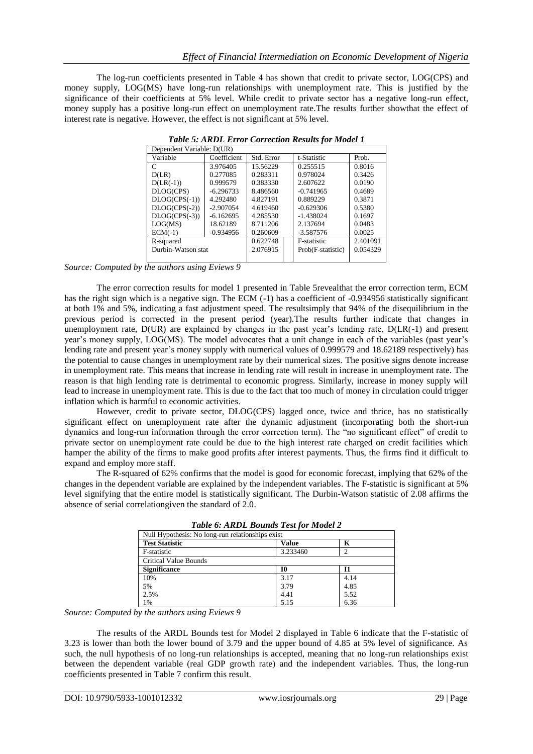The log-run coefficients presented in Table 4 has shown that credit to private sector, LOG(CPS) and money supply, LOG(MS) have long-run relationships with unemployment rate. This is justified by the significance of their coefficients at 5% level. While credit to private sector has a negative long-run effect, money supply has a positive long-run effect on unemployment rate.The results further showthat the effect of interest rate is negative. However, the effect is not significant at 5% level.

***Table 5: ARDL Error Correction Results for Model 1***

| Dependent Variable: D(UR) | | | | |
|---|---|---|---|---|
| Variable | Coefficient | Std. Error | t-Statistic | Prob. |
| C | 3.976405 | 15.56229 | 0.255515 | 0.8016 |
| D(LR) | 0.277085 | 0.283311 | 0.978024 | 0.3426 |
| D(LR(-1)) | 0.999579 | 0.383330 | 2.607622 | 0.0190 |
| DLOG(CPS) | -6.296733 | 8.486560 | -0.741965 | 0.4689 |
| DLOG(CPS(-1)) | 4.292480 | 4.827191 | 0.889229 | 0.3871 |
| DLOG(CPS(-2)) | -2.907054 | 4.619460 | -0.629306 | 0.5380 |
| DLOG(CPS(-3)) | -6.162695 | 4.285530 | -1.438024 | 0.1697 |
| LOG(MS) | 18.62189 | 8.711206 | 2.137694 | 0.0483 |
| ECM(-1) | -0.934956 | 0.260609 | -3.587576 | 0.0025 |
| R-squared | | 0.622748 | F-statistic | 2.401091 |
| Durbin-Watson stat | | 2.076915 | Prob(F-statistic) | 0.054329 |

*Source: Computed by the authors using Eviews 9*

The error correction results for model 1 presented in Table 5revealthat the error correction term, ECM has the right sign which is a negative sign. The ECM (-1) has a coefficient of -0.934956 statistically significant at both 1% and 5%, indicating a fast adjustment speed. The resultsimply that 94% of the disequilibrium in the previous period is corrected in the present period (year).The results further indicate that changes in unemployment rate, D(UR) are explained by changes in the past year's lending rate, D(LR(-1)) and present year's money supply, LOG(MS). The model advocates that a unit change in each of the variables (past year's lending rate and present year's money supply with numerical values of 0.999579 and 18.62189 respectively) has the potential to cause changes in unemployment rate by their numerical sizes. The positive signs denote increase in unemployment rate. This means that increase in lending rate will result in increase in unemployment rate. The reason is that high lending rate is detrimental to economic progress. Similarly, increase in money supply will lead to increase in unemployment rate. This is due to the fact that too much of money in circulation could trigger inflation which is harmful to economic activities.

However, credit to private sector, DLOG(CPS) lagged once, twice and thrice, has no statistically significant effect on unemployment rate after the dynamic adjustment (incorporating both the short-run dynamics and long-run information through the error correction term). The "no significant effect" of credit to private sector on unemployment rate could be due to the high interest rate charged on credit facilities which hamper the ability of the firms to make good profits after interest payments. Thus, the firms find it difficult to expand and employ more staff.

The R-squared of 62% confirms that the model is good for economic forecast, implying that 62% of the changes in the dependent variable are explained by the independent variables. The F-statistic is significant at 5% level signifying that the entire model is statistically significant. The Durbin-Watson statistic of 2.08 affirms the absence of serial correlationgiven the standard of 2.0.

***Table 6: ARDL Bounds Test for Model 2***

| Null Hypothesis: No long-run relationships exist | | |
|---|---|---|
| **Test Statistic** | **Value** | **K** |
| F-statistic | 3.233460 | 2 |
| Critical Value Bounds | | |
| **Significance** | **I0** | **I1** |
| 10% | 3.17 | 4.14 |
| 5% | 3.79 | 4.85 |
| 2.5% | 4.41 | 5.52 |
| 1% | 5.15 | 6.36 |

*Source: Computed by the authors using Eviews 9*

The results of the ARDL Bounds test for Model 2 displayed in Table 6 indicate that the F-statistic of 3.23 is lower than both the lower bound of 3.79 and the upper bound of 4.85 at 5% level of significance. As such, the null hypothesis of no long-run relationships is accepted, meaning that no long-run relationships exist between the dependent variable (real GDP growth rate) and the independent variables. Thus, the long-run coefficients presented in Table 7 confirm this result.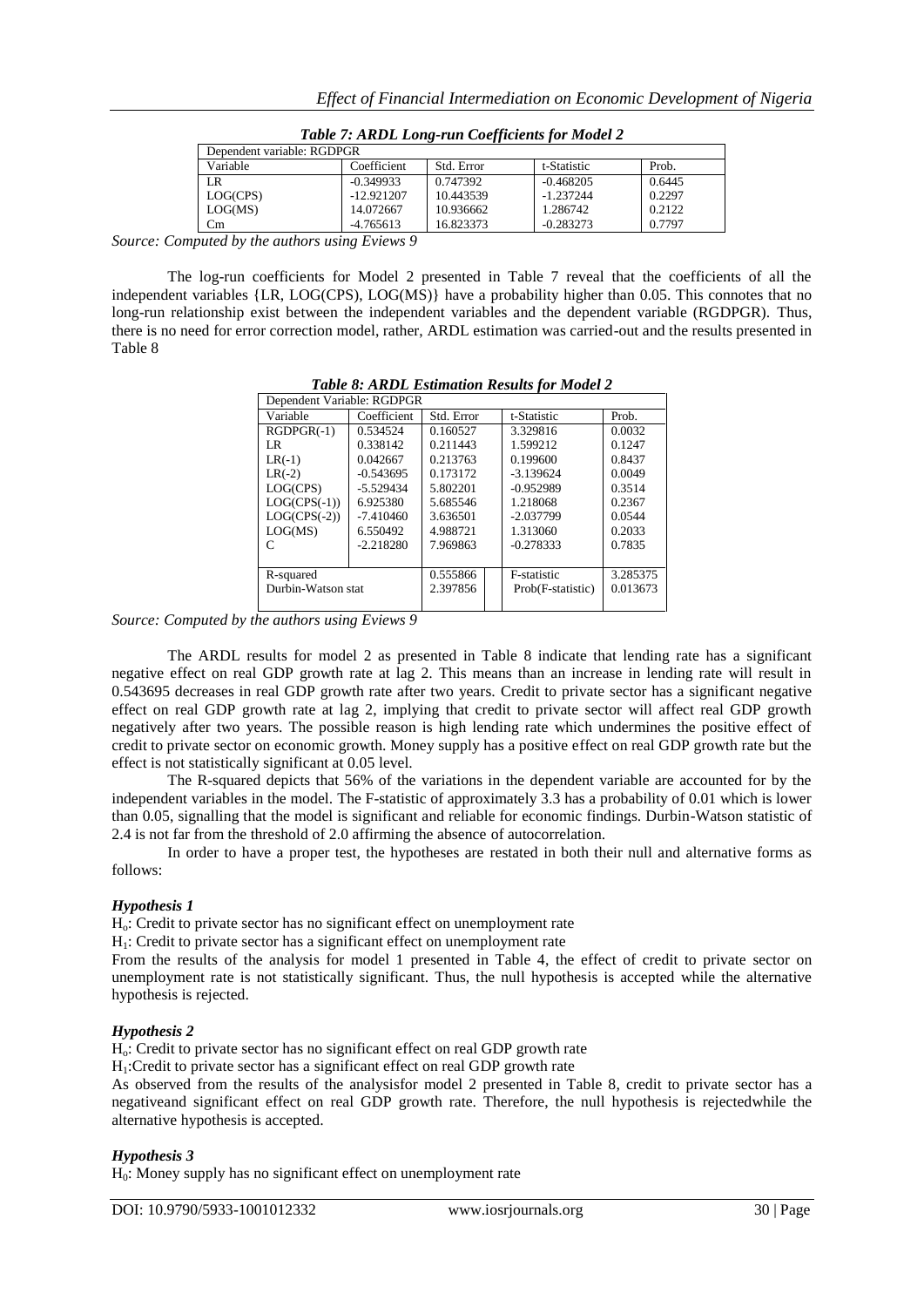*Table 7: ARDL Long-run Coefficients for Model 2*

| Dependent variable: RGDPGR | | | | |
|---|---|---|---|---|
| Variable | Coefficient | Std. Error | t-Statistic | Prob. |
| LR | -0.349933 | 0.747392 | -0.468205 | 0.6445 |
| LOG(CPS) | -12.921207 | 10.443539 | -1.237244 | 0.2297 |
| LOG(MS) | 14.072667 | 10.936662 | 1.286742 | 0.2122 |
| Cm | -4.765613 | 16.823373 | -0.283273 | 0.7797 |

*Source: Computed by the authors using Eviews 9*

The log-run coefficients for Model 2 presented in Table 7 reveal that the coefficients of all the independent variables {LR, LOG(CPS), LOG(MS)} have a probability higher than 0.05. This connotes that no long-run relationship exist between the independent variables and the dependent variable (RGDPGR). Thus, there is no need for error correction model, rather, ARDL estimation was carried-out and the results presented in Table 8

*Table 8: ARDL Estimation Results for Model 2*

| Dependent Variable: RGDPGR | | | | |
|---|---|---|---|---|
| Variable | Coefficient | Std. Error | t-Statistic | Prob. |
| RGDPGR(-1) | 0.534524 | 0.160527 | 3.329816 | 0.0032 |
| LR | 0.338142 | 0.211443 | 1.599212 | 0.1247 |
| LR(-1) | 0.042667 | 0.213763 | 0.199600 | 0.8437 |
| LR(-2) | -0.543695 | 0.173172 | -3.139624 | 0.0049 |
| LOG(CPS) | -5.529434 | 5.802201 | -0.952989 | 0.3514 |
| LOG(CPS(-1)) | 6.925380 | 5.685546 | 1.218068 | 0.2367 |
| LOG(CPS(-2)) | -7.410460 | 3.636501 | -2.037799 | 0.0544 |
| LOG(MS) | 6.550492 | 4.988721 | 1.313060 | 0.2033 |
| C | -2.218280 | 7.969863 | -0.278333 | 0.7835 |
| R-squared | | 0.555866 | F-statistic | 3.285375 |
| Durbin-Watson stat | | 2.397856 | Prob(F-statistic) | 0.013673 |

*Source: Computed by the authors using Eviews 9*

The ARDL results for model 2 as presented in Table 8 indicate that lending rate has a significant negative effect on real GDP growth rate at lag 2. This means than an increase in lending rate will result in 0.543695 decreases in real GDP growth rate after two years. Credit to private sector has a significant negative effect on real GDP growth rate at lag 2, implying that credit to private sector will affect real GDP growth negatively after two years. The possible reason is high lending rate which undermines the positive effect of credit to private sector on economic growth. Money supply has a positive effect on real GDP growth rate but the effect is not statistically significant at 0.05 level.

The R-squared depicts that 56% of the variations in the dependent variable are accounted for by the independent variables in the model. The F-statistic of approximately 3.3 has a probability of 0.01 which is lower than 0.05, signalling that the model is significant and reliable for economic findings. Durbin-Watson statistic of 2.4 is not far from the threshold of 2.0 affirming the absence of autocorrelation.

In order to have a proper test, the hypotheses are restated in both their null and alternative forms as follows:

### *Hypothesis 1*

$H_o$: Credit to private sector has no significant effect on unemployment rate

$H_1$: Credit to private sector has a significant effect on unemployment rate

From the results of the analysis for model 1 presented in Table 4, the effect of credit to private sector on unemployment rate is not statistically significant. Thus, the null hypothesis is accepted while the alternative hypothesis is rejected.

### *Hypothesis 2*

$H_o$: Credit to private sector has no significant effect on real GDP growth rate

$H_1$:Credit to private sector has a significant effect on real GDP growth rate

As observed from the results of the analysisfor model 2 presented in Table 8, credit to private sector has a negativeand significant effect on real GDP growth rate. Therefore, the null hypothesis is rejectedwhile the alternative hypothesis is accepted.

### *Hypothesis 3*

$H_0$: Money supply has no significant effect on unemployment rate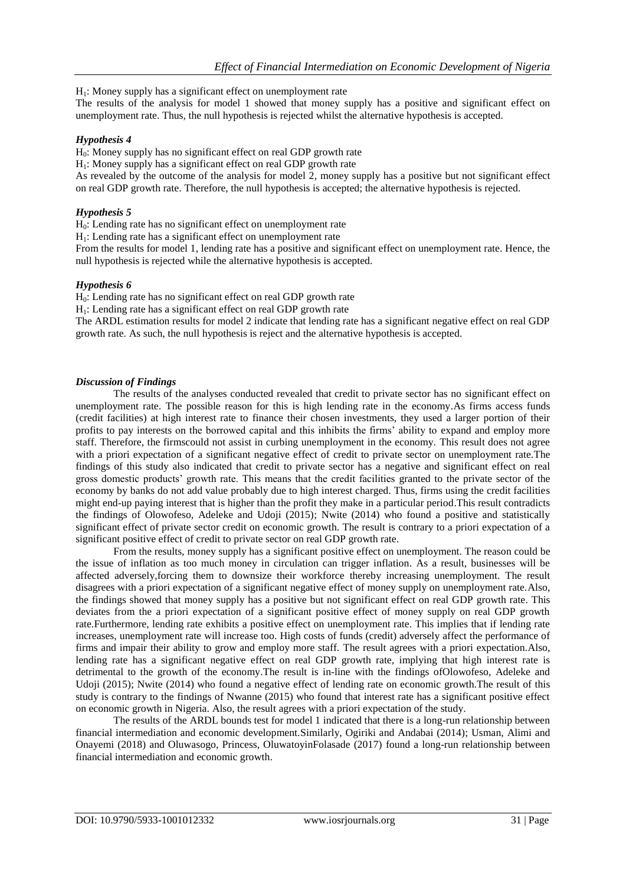$H_1$: Money supply has a significant effect on unemployment rate

The results of the analysis for model 1 showed that money supply has a positive and significant effect on unemployment rate. Thus, the null hypothesis is rejected whilst the alternative hypothesis is accepted.

### *Hypothesis 4*

$H_0$: Money supply has no significant effect on real GDP growth rate

$H_1$: Money supply has a significant effect on real GDP growth rate

As revealed by the outcome of the analysis for model 2, money supply has a positive but not significant effect on real GDP growth rate. Therefore, the null hypothesis is accepted; the alternative hypothesis is rejected.

### *Hypothesis 5*

$H_0$: Lending rate has no significant effect on unemployment rate

$H_1$: Lending rate has a significant effect on unemployment rate

From the results for model 1, lending rate has a positive and significant effect on unemployment rate. Hence, the null hypothesis is rejected while the alternative hypothesis is accepted.

### *Hypothesis 6*

$H_0$: Lending rate has no significant effect on real GDP growth rate

$H_1$: Lending rate has a significant effect on real GDP growth rate

The ARDL estimation results for model 2 indicate that lending rate has a significant negative effect on real GDP growth rate. As such, the null hypothesis is reject and the alternative hypothesis is accepted.

### *Discussion of Findings*

The results of the analyses conducted revealed that credit to private sector has no significant effect on unemployment rate. The possible reason for this is high lending rate in the economy.As firms access funds (credit facilities) at high interest rate to finance their chosen investments, they used a larger portion of their profits to pay interests on the borrowed capital and this inhibits the firms' ability to expand and employ more staff. Therefore, the firmscould not assist in curbing unemployment in the economy. This result does not agree with a priori expectation of a significant negative effect of credit to private sector on unemployment rate.The findings of this study also indicated that credit to private sector has a negative and significant effect on real gross domestic products' growth rate. This means that the credit facilities granted to the private sector of the economy by banks do not add value probably due to high interest charged. Thus, firms using the credit facilities might end-up paying interest that is higher than the profit they make in a particular period.This result contradicts the findings of Olowofeso, Adeleke and Udoji (2015); Nwite (2014) who found a positive and statistically significant effect of private sector credit on economic growth. The result is contrary to a priori expectation of a significant positive effect of credit to private sector on real GDP growth rate.

From the results, money supply has a significant positive effect on unemployment. The reason could be the issue of inflation as too much money in circulation can trigger inflation. As a result, businesses will be affected adversely,forcing them to downsize their workforce thereby increasing unemployment. The result disagrees with a priori expectation of a significant negative effect of money supply on unemployment rate.Also, the findings showed that money supply has a positive but not significant effect on real GDP growth rate. This deviates from the a priori expectation of a significant positive effect of money supply on real GDP growth rate.Furthermore, lending rate exhibits a positive effect on unemployment rate. This implies that if lending rate increases, unemployment rate will increase too. High costs of funds (credit) adversely affect the performance of firms and impair their ability to grow and employ more staff. The result agrees with a priori expectation.Also, lending rate has a significant negative effect on real GDP growth rate, implying that high interest rate is detrimental to the growth of the economy.The result is in-line with the findings ofOlowofeso, Adeleke and Udoji (2015); Nwite (2014) who found a negative effect of lending rate on economic growth.The result of this study is contrary to the findings of Nwanne (2015) who found that interest rate has a significant positive effect on economic growth in Nigeria. Also, the result agrees with a priori expectation of the study.

The results of the ARDL bounds test for model 1 indicated that there is a long-run relationship between financial intermediation and economic development.Similarly, Ogiriki and Andabai (2014); Usman, Alimi and Onayemi (2018) and Oluwasogo, Princess, OluwatoyinFolasade (2017) found a long-run relationship between financial intermediation and economic growth.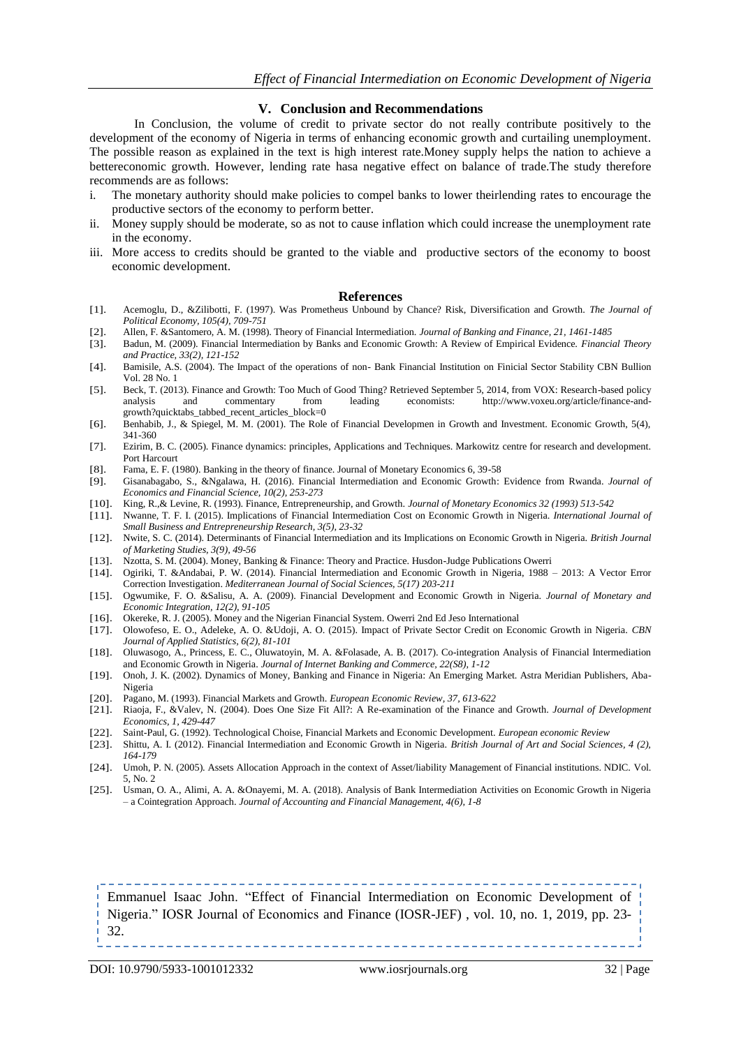## V. Conclusion and Recommendations

In Conclusion, the volume of credit to private sector do not really contribute positively to the development of the economy of Nigeria in terms of enhancing economic growth and curtailing unemployment. The possible reason as explained in the text is high interest rate.Money supply helps the nation to achieve a bettereconomic growth. However, lending rate hasa negative effect on balance of trade.The study therefore recommends are as follows:

i. The monetary authority should make policies to compel banks to lower theirlending rates to encourage the productive sectors of the economy to perform better.
ii. Money supply should be moderate, so as not to cause inflation which could increase the unemployment rate in the economy.
iii. More access to credits should be granted to the viable and productive sectors of the economy to boost economic development.

## References

[1]. Acemoglu, D., &Zilibotti, F. (1997). Was Prometheus Unbound by Chance? Risk, Diversification and Growth. *The Journal of Political Economy, 105(4), 709-751*

[2]. Allen, F. &Santomero, A. M. (1998). Theory of Financial Intermediation. *Journal of Banking and Finance, 21, 1461-1485*

[3]. Badun, M. (2009). Financial Intermediation by Banks and Economic Growth: A Review of Empirical Evidence. *Financial Theory and Practice, 33(2), 121-152*

[4]. Bamisile, A.S. (2004). The Impact of the operations of non- Bank Financial Institution on Finicial Sector Stability CBN Bullion Vol. 28 No. 1

[5]. Beck, T. (2013). Finance and Growth: Too Much of Good Thing? Retrieved September 5, 2014, from VOX: Research-based policy analysis and commentary from leading economists: http://www.voxeu.org/article/finance-and-growth?quicktabs_tabbed_recent_articles_block=0

[6]. Benhabib, J., & Spiegel, M. M. (2001). The Role of Financial Developmen in Growth and Investment. Economic Growth, 5(4), 341-360

[7]. Ezirim, B. C. (2005). Finance dynamics: principles, Applications and Techniques. Markowitz centre for research and development. Port Harcourt

[8]. Fama, E. F. (1980). Banking in the theory of finance. Journal of Monetary Economics 6, 39-58

[9]. Gisanabagabo, S., &Ngalawa, H. (2016). Financial Intermediation and Economic Growth: Evidence from Rwanda. *Journal of Economics and Financial Science, 10(2), 253-273*

[10]. King, R.,& Levine, R. (1993). Finance, Entrepreneurship, and Growth. *Journal of Monetary Economics 32 (1993) 513-542*

[11]. Nwanne, T. F. I. (2015). Implications of Financial Intermediation Cost on Economic Growth in Nigeria. *International Journal of Small Business and Entrepreneurship Research, 3(5), 23-32*

[12]. Nwite, S. C. (2014). Determinants of Financial Intermediation and its Implications on Economic Growth in Nigeria. *British Journal of Marketing Studies, 3(9), 49-56*

[13]. Nzotta, S. M. (2004). Money, Banking & Finance: Theory and Practice. Husdon-Judge Publications Owerri

[14]. Ogiriki, T. &Andabai, P. W. (2014). Financial Intermediation and Economic Growth in Nigeria, 1988 – 2013: A Vector Error Correction Investigation. *Mediterranean Journal of Social Sciences, 5(17) 203-211*

[15]. Ogwumike, F. O. &Salisu, A. A. (2009). Financial Development and Economic Growth in Nigeria. *Journal of Monetary and Economic Integration, 12(2), 91-105*

[16]. Okereke, R. J. (2005). Money and the Nigerian Financial System. Owerri 2nd Ed Jeso International

[17]. Olowofeso, E. O., Adeleke, A. O. &Udoji, A. O. (2015). Impact of Private Sector Credit on Economic Growth in Nigeria. *CBN Journal of Applied Statistics, 6(2), 81-101*

[18]. Oluwasogo, A., Princess, E. C., Oluwatoyin, M. A. &Folasade, A. B. (2017). Co-integration Analysis of Financial Intermediation and Economic Growth in Nigeria. *Journal of Internet Banking and Commerce, 22(S8), 1-12*

[19]. Onoh, J. K. (2002). Dynamics of Money, Banking and Finance in Nigeria: An Emerging Market. Astra Meridian Publishers, Aba-Nigeria

[20]. Pagano, M. (1993). Financial Markets and Growth. *European Economic Review, 37, 613-622*

[21]. Riaoja, F., &Valev, N. (2004). Does One Size Fit All?: A Re-examination of the Finance and Growth. *Journal of Development Economics, 1, 429-447*

[22]. Saint-Paul, G. (1992). Technological Choise, Financial Markets and Economic Development. *European economic Review*

[23]. Shittu, A. I. (2012). Financial Intermediation and Economic Growth in Nigeria. *British Journal of Art and Social Sciences, 4 (2), 164-179*

[24]. Umoh, P. N. (2005). Assets Allocation Approach in the context of Asset/liability Management of Financial institutions. NDIC. Vol. 5, No. 2

[25]. Usman, O. A., Alimi, A. A. &Onayemi, M. A. (2018). Analysis of Bank Intermediation Activities on Economic Growth in Nigeria – a Cointegration Approach. *Journal of Accounting and Financial Management, 4(6), 1-8*

Emmanuel Isaac John. "Effect of Financial Intermediation on Economic Development of Nigeria." IOSR Journal of Economics and Finance (IOSR-JEF) , vol. 10, no. 1, 2019, pp. 23-32.